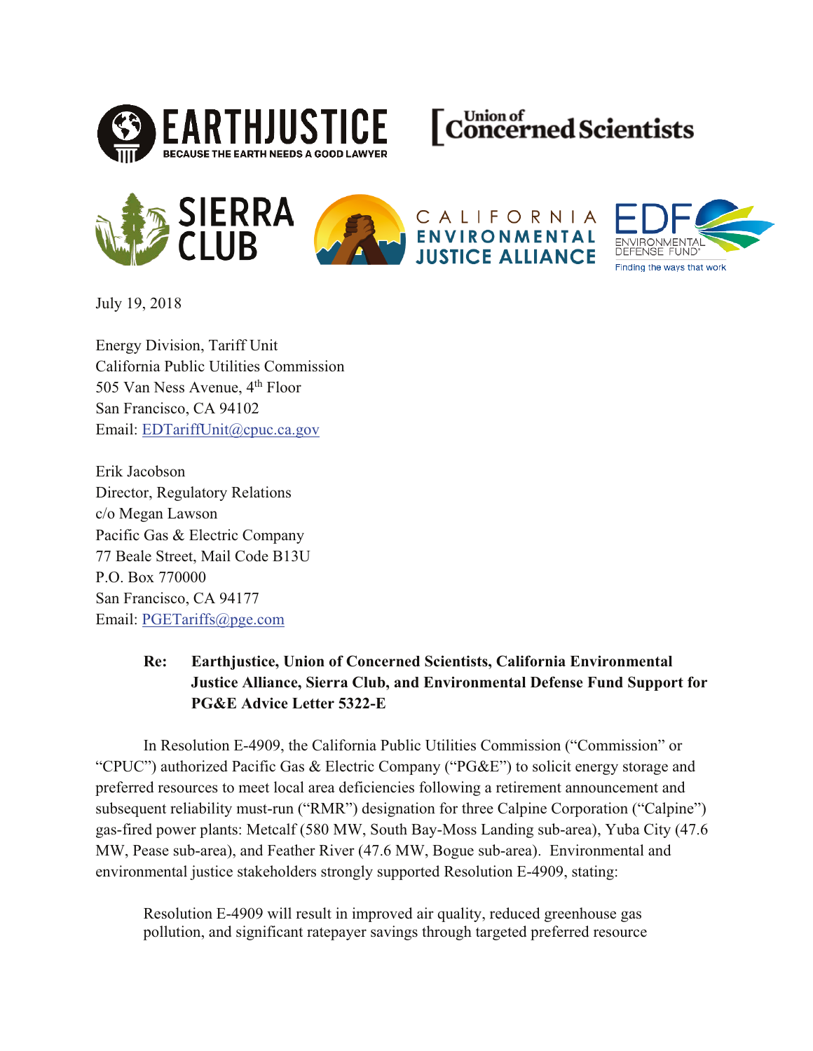EARTHJUSTICE
BECAUSE THE EARTH NEEDS A GOOD LAWYER

Union of Concerned Scientists

SIERRA CLUB

CALIFORNIA ENVIRONMENTAL JUSTICE ALLIANCE

EDF ENVIRONMENTAL DEFENSE FUND® Finding the ways that work

July 19, 2018

Energy Division, Tariff Unit
California Public Utilities Commission
505 Van Ness Avenue, 4th Floor
San Francisco, CA 94102
Email: EDTariffUnit@cpuc.ca.gov

Erik Jacobson
Director, Regulatory Relations
c/o Megan Lawson
Pacific Gas & Electric Company
77 Beale Street, Mail Code B13U
P.O. Box 770000
San Francisco, CA 94177
Email: PGETariffs@pge.com

**Re: Earthjustice, Union of Concerned Scientists, California Environmental Justice Alliance, Sierra Club, and Environmental Defense Fund Support for PG&E Advice Letter 5322-E**

In Resolution E-4909, the California Public Utilities Commission ("Commission" or "CPUC") authorized Pacific Gas & Electric Company ("PG&E") to solicit energy storage and preferred resources to meet local area deficiencies following a retirement announcement and subsequent reliability must-run ("RMR") designation for three Calpine Corporation ("Calpine") gas-fired power plants: Metcalf (580 MW, South Bay-Moss Landing sub-area), Yuba City (47.6 MW, Pease sub-area), and Feather River (47.6 MW, Bogue sub-area). Environmental and environmental justice stakeholders strongly supported Resolution E-4909, stating:

> Resolution E-4909 will result in improved air quality, reduced greenhouse gas pollution, and significant ratepayer savings through targeted preferred resource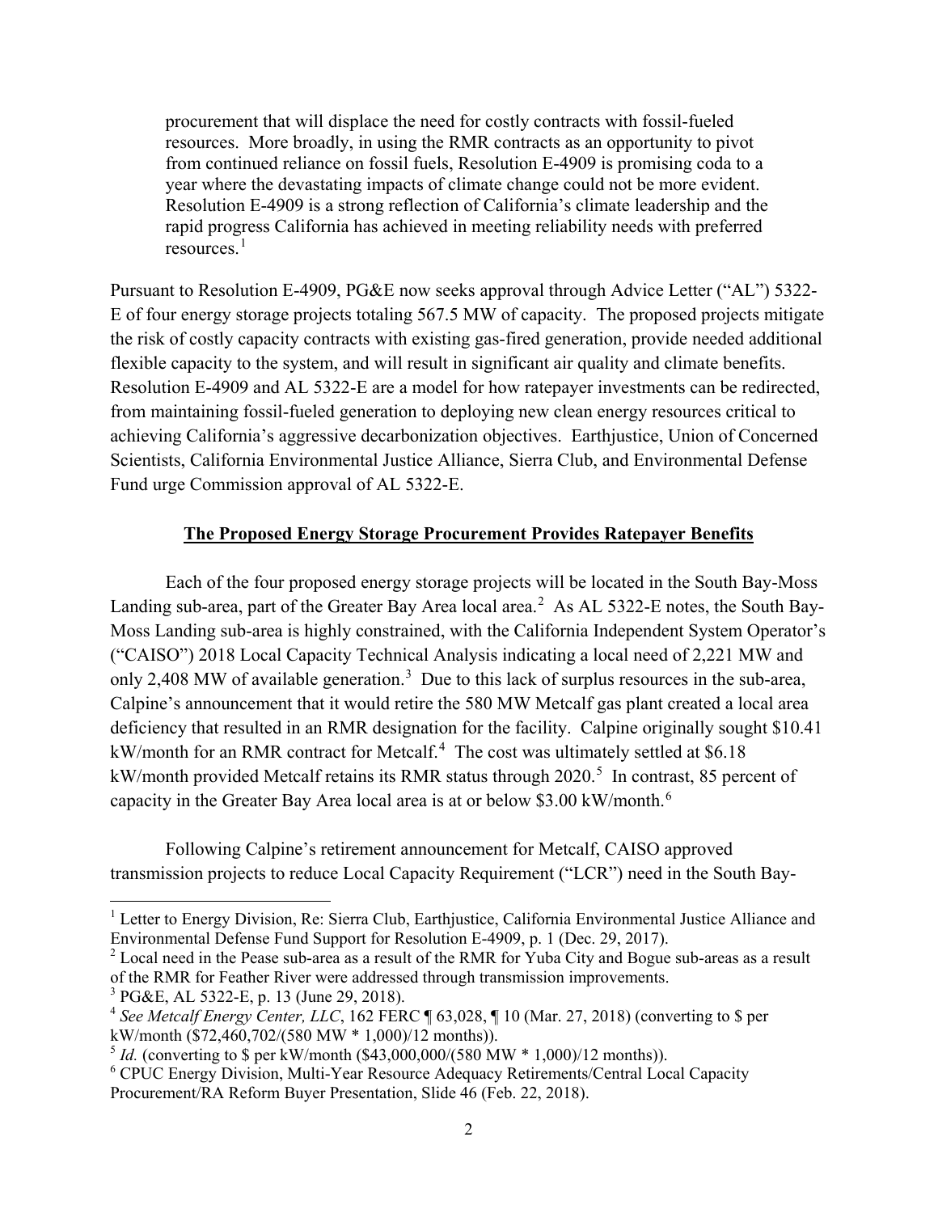> procurement that will displace the need for costly contracts with fossil-fueled resources. More broadly, in using the RMR contracts as an opportunity to pivot from continued reliance on fossil fuels, Resolution E-4909 is promising coda to a year where the devastating impacts of climate change could not be more evident. Resolution E-4909 is a strong reflection of California's climate leadership and the rapid progress California has achieved in meeting reliability needs with preferred resources.[1]

Pursuant to Resolution E-4909, PG&E now seeks approval through Advice Letter ("AL") 5322-E of four energy storage projects totaling 567.5 MW of capacity. The proposed projects mitigate the risk of costly capacity contracts with existing gas-fired generation, provide needed additional flexible capacity to the system, and will result in significant air quality and climate benefits. Resolution E-4909 and AL 5322-E are a model for how ratepayer investments can be redirected, from maintaining fossil-fueled generation to deploying new clean energy resources critical to achieving California's aggressive decarbonization objectives. Earthjustice, Union of Concerned Scientists, California Environmental Justice Alliance, Sierra Club, and Environmental Defense Fund urge Commission approval of AL 5322-E.

**The Proposed Energy Storage Procurement Provides Ratepayer Benefits**

Each of the four proposed energy storage projects will be located in the South Bay-Moss Landing sub-area, part of the Greater Bay Area local area.[2] As AL 5322-E notes, the South Bay-Moss Landing sub-area is highly constrained, with the California Independent System Operator's ("CAISO") 2018 Local Capacity Technical Analysis indicating a local need of 2,221 MW and only 2,408 MW of available generation.[3] Due to this lack of surplus resources in the sub-area, Calpine's announcement that it would retire the 580 MW Metcalf gas plant created a local area deficiency that resulted in an RMR designation for the facility. Calpine originally sought $10.41 kW/month for an RMR contract for Metcalf.[4] The cost was ultimately settled at $6.18 kW/month provided Metcalf retains its RMR status through 2020.[5] In contrast, 85 percent of capacity in the Greater Bay Area local area is at or below $3.00 kW/month.[6]

Following Calpine's retirement announcement for Metcalf, CAISO approved transmission projects to reduce Local Capacity Requirement ("LCR") need in the South Bay-

---

[1] Letter to Energy Division, Re: Sierra Club, Earthjustice, California Environmental Justice Alliance and Environmental Defense Fund Support for Resolution E-4909, p. 1 (Dec. 29, 2017).

[2] Local need in the Pease sub-area as a result of the RMR for Yuba City and Bogue sub-areas as a result of the RMR for Feather River were addressed through transmission improvements.

[3] PG&E, AL 5322-E, p. 13 (June 29, 2018).

[4] *See Metcalf Energy Center, LLC*, 162 FERC ¶ 63,028, ¶ 10 (Mar. 27, 2018) (converting to $ per kW/month ($72,460,702/(580 MW * 1,000)/12 months)).

[5] *Id.* (converting to $ per kW/month ($43,000,000/(580 MW * 1,000)/12 months)).

[6] CPUC Energy Division, Multi-Year Resource Adequacy Retirements/Central Local Capacity Procurement/RA Reform Buyer Presentation, Slide 46 (Feb. 22, 2018).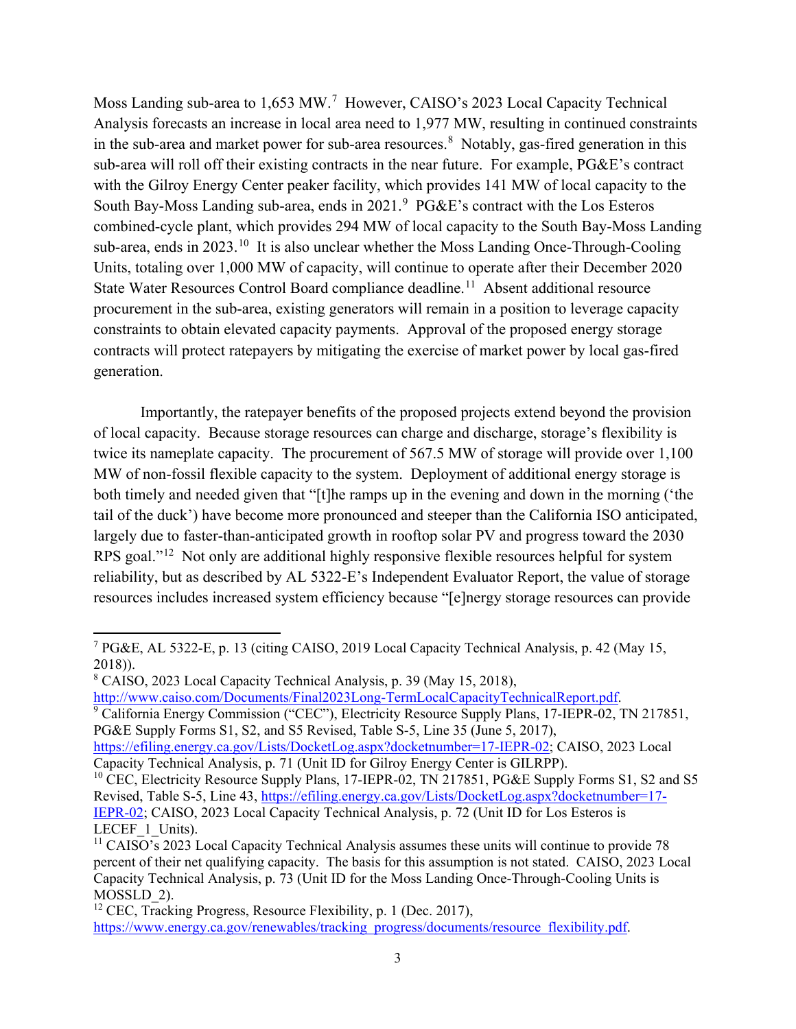Moss Landing sub-area to 1,653 MW.[7] However, CAISO's 2023 Local Capacity Technical Analysis forecasts an increase in local area need to 1,977 MW, resulting in continued constraints in the sub-area and market power for sub-area resources.[8] Notably, gas-fired generation in this sub-area will roll off their existing contracts in the near future. For example, PG&E's contract with the Gilroy Energy Center peaker facility, which provides 141 MW of local capacity to the South Bay-Moss Landing sub-area, ends in 2021.[9] PG&E's contract with the Los Esteros combined-cycle plant, which provides 294 MW of local capacity to the South Bay-Moss Landing sub-area, ends in 2023.[10] It is also unclear whether the Moss Landing Once-Through-Cooling Units, totaling over 1,000 MW of capacity, will continue to operate after their December 2020 State Water Resources Control Board compliance deadline.[11] Absent additional resource procurement in the sub-area, existing generators will remain in a position to leverage capacity constraints to obtain elevated capacity payments. Approval of the proposed energy storage contracts will protect ratepayers by mitigating the exercise of market power by local gas-fired generation.

Importantly, the ratepayer benefits of the proposed projects extend beyond the provision of local capacity. Because storage resources can charge and discharge, storage's flexibility is twice its nameplate capacity. The procurement of 567.5 MW of storage will provide over 1,100 MW of non-fossil flexible capacity to the system. Deployment of additional energy storage is both timely and needed given that "[t]he ramps up in the evening and down in the morning ('the tail of the duck') have become more pronounced and steeper than the California ISO anticipated, largely due to faster-than-anticipated growth in rooftop solar PV and progress toward the 2030 RPS goal."[12] Not only are additional highly responsive flexible resources helpful for system reliability, but as described by AL 5322-E's Independent Evaluator Report, the value of storage resources includes increased system efficiency because "[e]nergy storage resources can provide

---

[7] PG&E, AL 5322-E, p. 13 (citing CAISO, 2019 Local Capacity Technical Analysis, p. 42 (May 15, 2018)).

[8] CAISO, 2023 Local Capacity Technical Analysis, p. 39 (May 15, 2018), http://www.caiso.com/Documents/Final2023Long-TermLocalCapacityTechnicalReport.pdf.

[9] California Energy Commission ("CEC"), Electricity Resource Supply Plans, 17-IEPR-02, TN 217851, PG&E Supply Forms S1, S2, and S5 Revised, Table S-5, Line 35 (June 5, 2017), https://efiling.energy.ca.gov/Lists/DocketLog.aspx?docketnumber=17-IEPR-02; CAISO, 2023 Local Capacity Technical Analysis, p. 71 (Unit ID for Gilroy Energy Center is GILRPP).

[10] CEC, Electricity Resource Supply Plans, 17-IEPR-02, TN 217851, PG&E Supply Forms S1, S2 and S5 Revised, Table S-5, Line 43, https://efiling.energy.ca.gov/Lists/DocketLog.aspx?docketnumber=17-IEPR-02; CAISO, 2023 Local Capacity Technical Analysis, p. 72 (Unit ID for Los Esteros is LECEF_1_Units).

[11] CAISO's 2023 Local Capacity Technical Analysis assumes these units will continue to provide 78 percent of their net qualifying capacity. The basis for this assumption is not stated. CAISO, 2023 Local Capacity Technical Analysis, p. 73 (Unit ID for the Moss Landing Once-Through-Cooling Units is MOSSLD_2).

[12] CEC, Tracking Progress, Resource Flexibility, p. 1 (Dec. 2017), https://www.energy.ca.gov/renewables/tracking_progress/documents/resource_flexibility.pdf.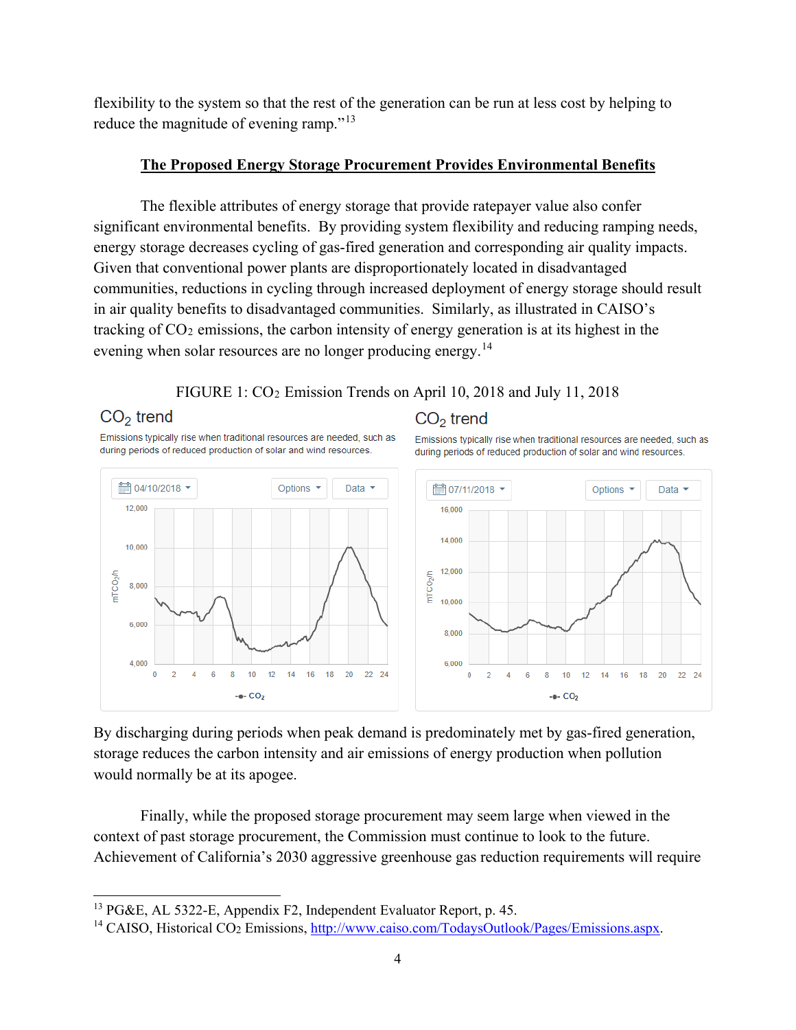flexibility to the system so that the rest of the generation can be run at less cost by helping to reduce the magnitude of evening ramp."[13]

## The Proposed Energy Storage Procurement Provides Environmental Benefits

The flexible attributes of energy storage that provide ratepayer value also confer significant environmental benefits. By providing system flexibility and reducing ramping needs, energy storage decreases cycling of gas-fired generation and corresponding air quality impacts. Given that conventional power plants are disproportionately located in disadvantaged communities, reductions in cycling through increased deployment of energy storage should result in air quality benefits to disadvantaged communities. Similarly, as illustrated in CAISO's tracking of $CO_2$ emissions, the carbon intensity of energy generation is at its highest in the evening when solar resources are no longer producing energy.[14]

FIGURE 1: $CO_2$ Emission Trends on April 10, 2018 and July 11, 2018

By discharging during periods when peak demand is predominately met by gas-fired generation, storage reduces the carbon intensity and air emissions of energy production when pollution would normally be at its apogee.

Finally, while the proposed storage procurement may seem large when viewed in the context of past storage procurement, the Commission must continue to look to the future. Achievement of California's 2030 aggressive greenhouse gas reduction requirements will require

---

[13] PG&E, AL 5322-E, Appendix F2, Independent Evaluator Report, p. 45.

[14] CAISO, Historical $CO_2$ Emissions, http://www.caiso.com/TodaysOutlook/Pages/Emissions.aspx.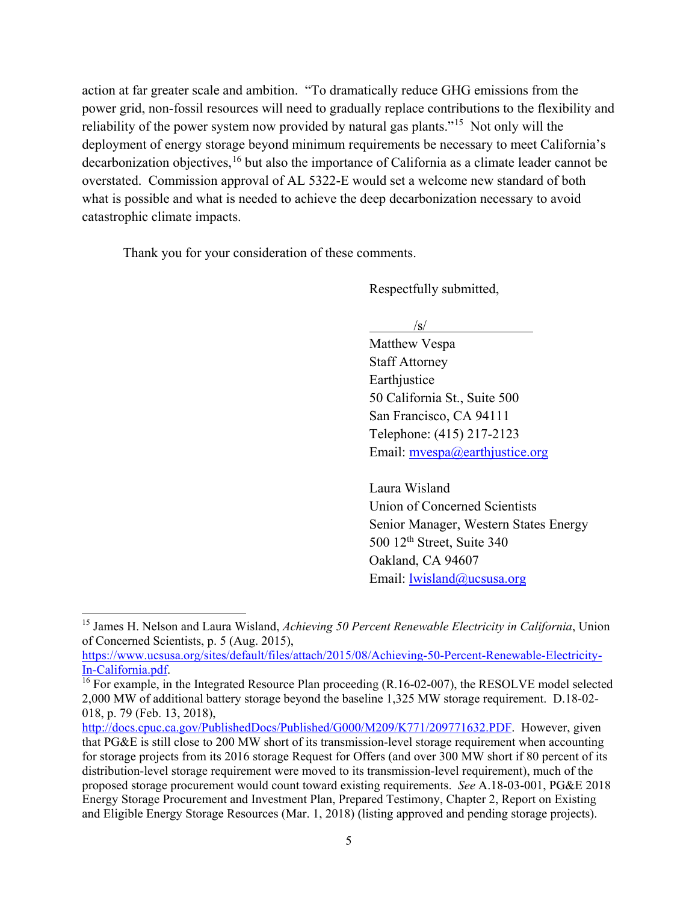action at far greater scale and ambition. "To dramatically reduce GHG emissions from the power grid, non-fossil resources will need to gradually replace contributions to the flexibility and reliability of the power system now provided by natural gas plants."[15] Not only will the deployment of energy storage beyond minimum requirements be necessary to meet California's decarbonization objectives,[16] but also the importance of California as a climate leader cannot be overstated. Commission approval of AL 5322-E would set a welcome new standard of both what is possible and what is needed to achieve the deep decarbonization necessary to avoid catastrophic climate impacts.

Thank you for your consideration of these comments.

Respectfully submitted,

/s/

Matthew Vespa
Staff Attorney
Earthjustice
50 California St., Suite 500
San Francisco, CA 94111
Telephone: (415) 217-2123
Email: mvespa@earthjustice.org

Laura Wisland
Union of Concerned Scientists
Senior Manager, Western States Energy
500 12th Street, Suite 340
Oakland, CA 94607
Email: lwisland@ucsusa.org

---

[15] James H. Nelson and Laura Wisland, *Achieving 50 Percent Renewable Electricity in California*, Union of Concerned Scientists, p. 5 (Aug. 2015), https://www.ucsusa.org/sites/default/files/attach/2015/08/Achieving-50-Percent-Renewable-Electricity-In-California.pdf.

[16] For example, in the Integrated Resource Plan proceeding (R.16-02-007), the RESOLVE model selected 2,000 MW of additional battery storage beyond the baseline 1,325 MW storage requirement. D.18-02-018, p. 79 (Feb. 13, 2018), http://docs.cpuc.ca.gov/PublishedDocs/Published/G000/M209/K771/209771632.PDF. However, given that PG&E is still close to 200 MW short of its transmission-level storage requirement when accounting for storage projects from its 2016 storage Request for Offers (and over 300 MW short if 80 percent of its distribution-level storage requirement were moved to its transmission-level requirement), much of the proposed storage procurement would count toward existing requirements. *See* A.18-03-001, PG&E 2018 Energy Storage Procurement and Investment Plan, Prepared Testimony, Chapter 2, Report on Existing and Eligible Energy Storage Resources (Mar. 1, 2018) (listing approved and pending storage projects).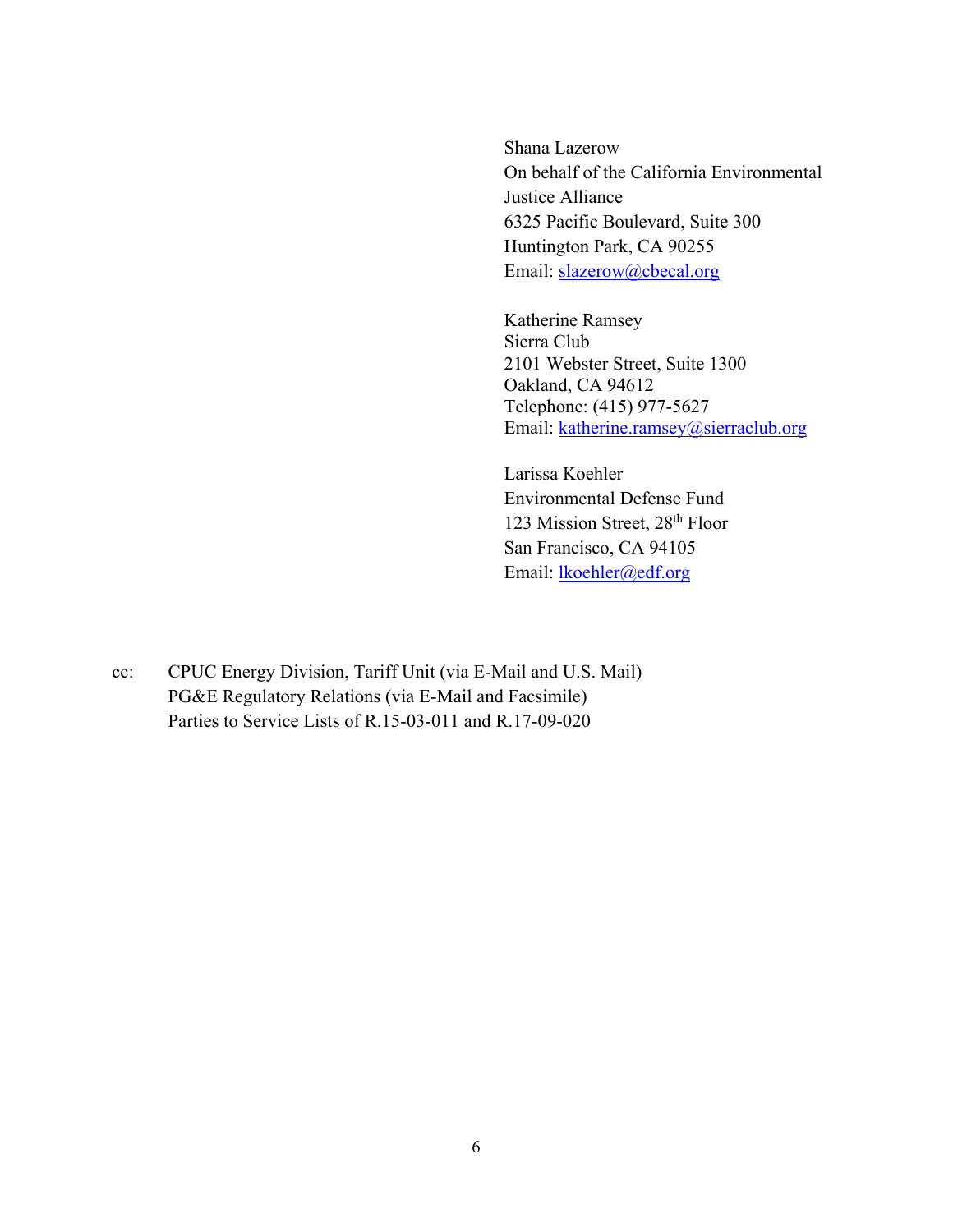Shana Lazerow
On behalf of the California Environmental Justice Alliance
6325 Pacific Boulevard, Suite 300
Huntington Park, CA 90255
Email: slazerow@cbecal.org

Katherine Ramsey
Sierra Club
2101 Webster Street, Suite 1300
Oakland, CA 94612
Telephone: (415) 977-5627
Email: katherine.ramsey@sierraclub.org

Larissa Koehler
Environmental Defense Fund
123 Mission Street, 28th Floor
San Francisco, CA 94105
Email: lkoehler@edf.org

cc: CPUC Energy Division, Tariff Unit (via E-Mail and U.S. Mail)
PG&E Regulatory Relations (via E-Mail and Facsimile)
Parties to Service Lists of R.15-03-011 and R.17-09-020